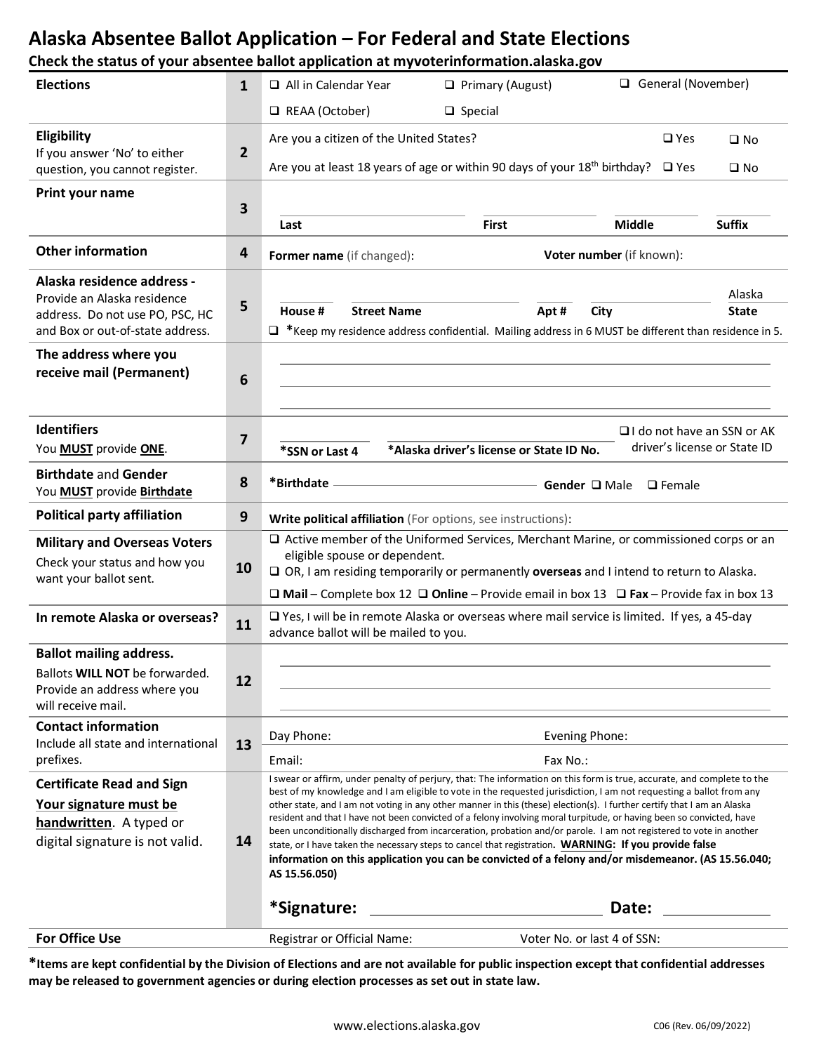# Alaska Absentee Ballot Application – For Federal and State Elections

**Check the status of your absentee ballot application at myvoterinformation.alaska.gov**

| | | |
|---|---|---|
| **Elections** | **1** | ❑ All in Calendar Year ❑ Primary (August) ❑ General (November)<br>❑ REAA (October) ❑ Special |
| **Eligibility**<br>If you answer 'No' to either question, you cannot register. | **2** | Are you a citizen of the United States? ❑ Yes ❑ No<br>Are you at least 18 years of age or within 90 days of your 18th birthday? ❑ Yes ❑ No |
| **Print your name** | **3** | **Last** **First** **Middle** **Suffix** |
| **Other information** | **4** | **Former name** (if changed): **Voter number** (if known): |
| **Alaska residence address -**<br>Provide an Alaska residence address. Do not use PO, PSC, HC and Box or out-of-state address. | **5** | **House #** **Street Name** **Apt #** **City** Alaska **State**<br>❑ ***Keep my residence address confidential. Mailing address in 6 MUST be different than residence in 5.** |
| **The address where you receive mail (Permanent)** | **6** | |
| **Identifiers**<br>You **MUST** provide **ONE**. | **7** | ***SSN or Last 4** ***Alaska driver's license or State ID No.** ❑ I do not have an SSN or AK driver's license or State ID |
| **Birthdate** and **Gender**<br>You **MUST** provide **Birthdate** | **8** | ***Birthdate** **Gender** ❑ Male ❑ Female |
| **Political party affiliation** | **9** | **Write political affiliation** (For options, see instructions): |
| **Military and Overseas Voters**<br>Check your status and how you want your ballot sent. | **10** | ❑ Active member of the Uniformed Services, Merchant Marine, or commissioned corps or an eligible spouse or dependent.<br>❑ OR, I am residing temporarily or permanently **overseas** and I intend to return to Alaska.<br>❑ **Mail** – Complete box 12 ❑ **Online** – Provide email in box 13 ❑ **Fax** – Provide fax in box 13 |
| **In remote Alaska or overseas?** | **11** | ❑ Yes, I will be in remote Alaska or overseas where mail service is limited. If yes, a 45-day advance ballot will be mailed to you. |
| **Ballot mailing address.**<br>Ballots **WILL NOT** be forwarded. Provide an address where you will receive mail. | **12** | |
| **Contact information**<br>Include all state and international prefixes. | **13** | Day Phone: Evening Phone:<br>Email: Fax No.: |
| **Certificate Read and Sign**<br>**Your signature must be handwritten**. A typed or digital signature is not valid. | **14** | I swear or affirm, under penalty of perjury, that: The information on this form is true, accurate, and complete to the best of my knowledge and I am eligible to vote in the requested jurisdiction, I am not requesting a ballot from any other state, and I am not voting in any other manner in this (these) election(s). I further certify that I am an Alaska resident and that I have not been convicted of a felony involving moral turpitude, or having been so convicted, have been unconditionally discharged from incarceration, probation and/or parole. I am not registered to vote in another state, or I have taken the necessary steps to cancel that registration. **WARNING: If you provide false information on this application you can be convicted of a felony and/or misdemeanor. (AS 15.56.040; AS 15.56.050)**<br><br>***Signature:** **Date:** |
| **For Office Use** | | Registrar or Official Name: Voter No. or last 4 of SSN: |

***Items are kept confidential by the Division of Elections and are not available for public inspection except that confidential addresses may be released to government agencies or during election processes as set out in state law.**

www.elections.alaska.gov C06 (Rev. 06/09/2022)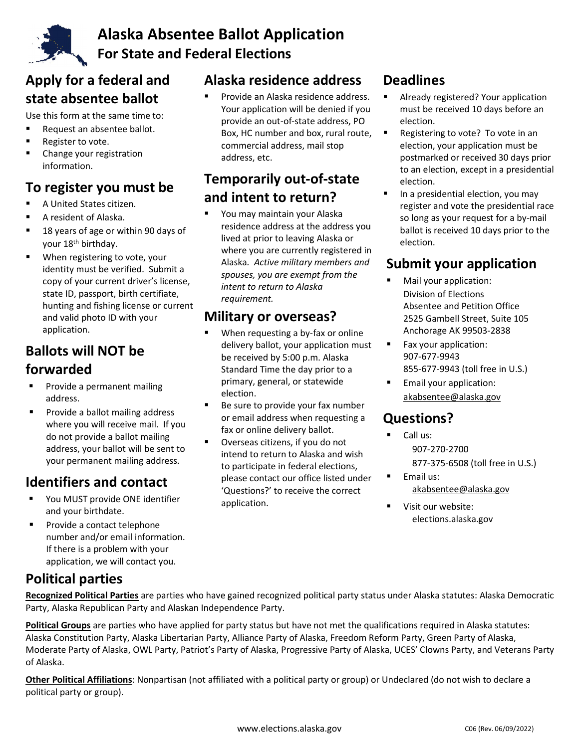# Alaska Absentee Ballot Application

## For State and Federal Elections

## Apply for a federal and state absentee ballot

Use this form at the same time to:

- Request an absentee ballot.
- Register to vote.
- Change your registration information.

## To register you must be

- A United States citizen.
- A resident of Alaska.
- 18 years of age or within 90 days of your 18th birthday.
- When registering to vote, your identity must be verified. Submit a copy of your current driver's license, state ID, passport, birth certifiate, hunting and fishing license or current and valid photo ID with your application.

## Ballots will NOT be forwarded

- Provide a permanent mailing address.
- Provide a ballot mailing address where you will receive mail. If you do not provide a ballot mailing address, your ballot will be sent to your permanent mailing address.

## Identifiers and contact

- You MUST provide ONE identifier and your birthdate.
- Provide a contact telephone number and/or email information. If there is a problem with your application, we will contact you.

## Alaska residence address

- Provide an Alaska residence address. Your application will be denied if you provide an out-of-state address, PO Box, HC number and box, rural route, commercial address, mail stop address, etc.

## Temporarily out-of-state and intent to return?

- You may maintain your Alaska residence address at the address you lived at prior to leaving Alaska or where you are currently registered in Alaska. *Active military members and spouses, you are exempt from the intent to return to Alaska requirement.*

## Military or overseas?

- When requesting a by-fax or online delivery ballot, your application must be received by 5:00 p.m. Alaska Standard Time the day prior to a primary, general, or statewide election.
- Be sure to provide your fax number or email address when requesting a fax or online delivery ballot.
- Overseas citizens, if you do not intend to return to Alaska and wish to participate in federal elections, please contact our office listed under 'Questions?' to receive the correct application.

## Deadlines

- Already registered? Your application must be received 10 days before an election.
- Registering to vote? To vote in an election, your application must be postmarked or received 30 days prior to an election, except in a presidential election.
- In a presidential election, you may register and vote the presidential race so long as your request for a by-mail ballot is received 10 days prior to the election.

## Submit your application

- Mail your application:
  Division of Elections
  Absentee and Petition Office
  2525 Gambell Street, Suite 105
  Anchorage AK 99503-2838
- Fax your application:
  907-677-9943
  855-677-9943 (toll free in U.S.)
- Email your application:
  akabsentee@alaska.gov

## Questions?

- Call us:
  907-270-2700
  877-375-6508 (toll free in U.S.)
- Email us:
  akabsentee@alaska.gov
- Visit our website:
  elections.alaska.gov

## Political parties

**Recognized Political Parties** are parties who have gained recognized political party status under Alaska statutes: Alaska Democratic Party, Alaska Republican Party and Alaskan Independence Party.

**Political Groups** are parties who have applied for party status but have not met the qualifications required in Alaska statutes: Alaska Constitution Party, Alaska Libertarian Party, Alliance Party of Alaska, Freedom Reform Party, Green Party of Alaska, Moderate Party of Alaska, OWL Party, Patriot's Party of Alaska, Progressive Party of Alaska, UCES' Clowns Party, and Veterans Party of Alaska.

**Other Political Affiliations**: Nonpartisan (not affiliated with a political party or group) or Undeclared (do not wish to declare a political party or group).

www.elections.alaska.gov C06 (Rev. 06/09/2022)